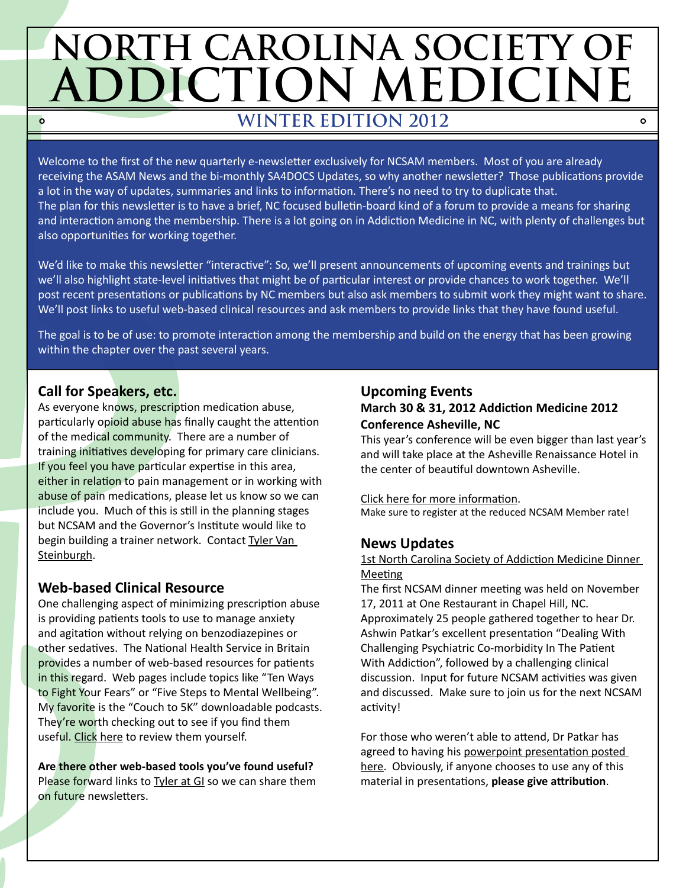# NORTH CAROLINA SOCIETY OF ADDICTION MEDICINE

## WINTER EDITION 2012

Welcome to the first of the new quarterly e-newsletter exclusively for NCSAM members. Most of you are already receiving the ASAM News and the bi-monthly SA4DOCS Updates, so why another newsletter? Those publications provide a lot in the way of updates, summaries and links to information. There's no need to try to duplicate that. The plan for this newsletter is to have a brief, NC focused bulletin-board kind of a forum to provide a means for sharing and interaction among the membership. There is a lot going on in Addiction Medicine in NC, with plenty of challenges but also opportunities for working together.

We'd like to make this newsletter "interactive": So, we'll present announcements of upcoming events and trainings but we'll also highlight state-level initiatives that might be of particular interest or provide chances to work together. We'll post recent presentations or publications by NC members but also ask members to submit work they might want to share. We'll post links to useful web-based clinical resources and ask members to provide links that they have found useful.

The goal is to be of use: to promote interaction among the membership and build on the energy that has been growing within the chapter over the past several years.

### Call for Speakers, etc.

As everyone knows, prescription medication abuse, particularly opioid abuse has finally caught the attention of the medical community. There are a number of training initiatives developing for primary care clinicians. If you feel you have particular expertise in this area, either in relation to pain management or in working with abuse of pain medications, please let us know so we can include you. Much of this is still in the planning stages but NCSAM and the Governor's Institute would like to begin building a trainer network. Contact Tyler Van Steinburgh.

### Web-based Clinical Resource

One challenging aspect of minimizing prescription abuse is providing patients tools to use to manage anxiety and agitation without relying on benzodiazepines or other sedatives. The National Health Service in Britain provides a number of web-based resources for patients in this regard. Web pages include topics like "Ten Ways to Fight Your Fears" or "Five Steps to Mental Wellbeing". My favorite is the "Couch to 5K" downloadable podcasts. They're worth checking out to see if you find them useful. Click here to review them yourself.

**Are there other web-based tools you've found useful?** Please forward links to Tyler at GI so we can share them on future newsletters.

### Upcoming Events

**March 30 & 31, 2012 Addiction Medicine 2012 Conference Asheville, NC**

This year's conference will be even bigger than last year's and will take place at the Asheville Renaissance Hotel in the center of beautiful downtown Asheville.

Click here for more information.

Make sure to register at the reduced NCSAM Member rate!

### News Updates

1st North Carolina Society of Addiction Medicine Dinner Meeting

The first NCSAM dinner meeting was held on November 17, 2011 at One Restaurant in Chapel Hill, NC. Approximately 25 people gathered together to hear Dr. Ashwin Patkar's excellent presentation "Dealing With Challenging Psychiatric Co-morbidity In The Patient With Addiction", followed by a challenging clinical discussion. Input for future NCSAM activities was given and discussed. Make sure to join us for the next NCSAM activity!

For those who weren't able to attend, Dr Patkar has agreed to having his powerpoint presentation posted here. Obviously, if anyone chooses to use any of this material in presentations, **please give attribution**.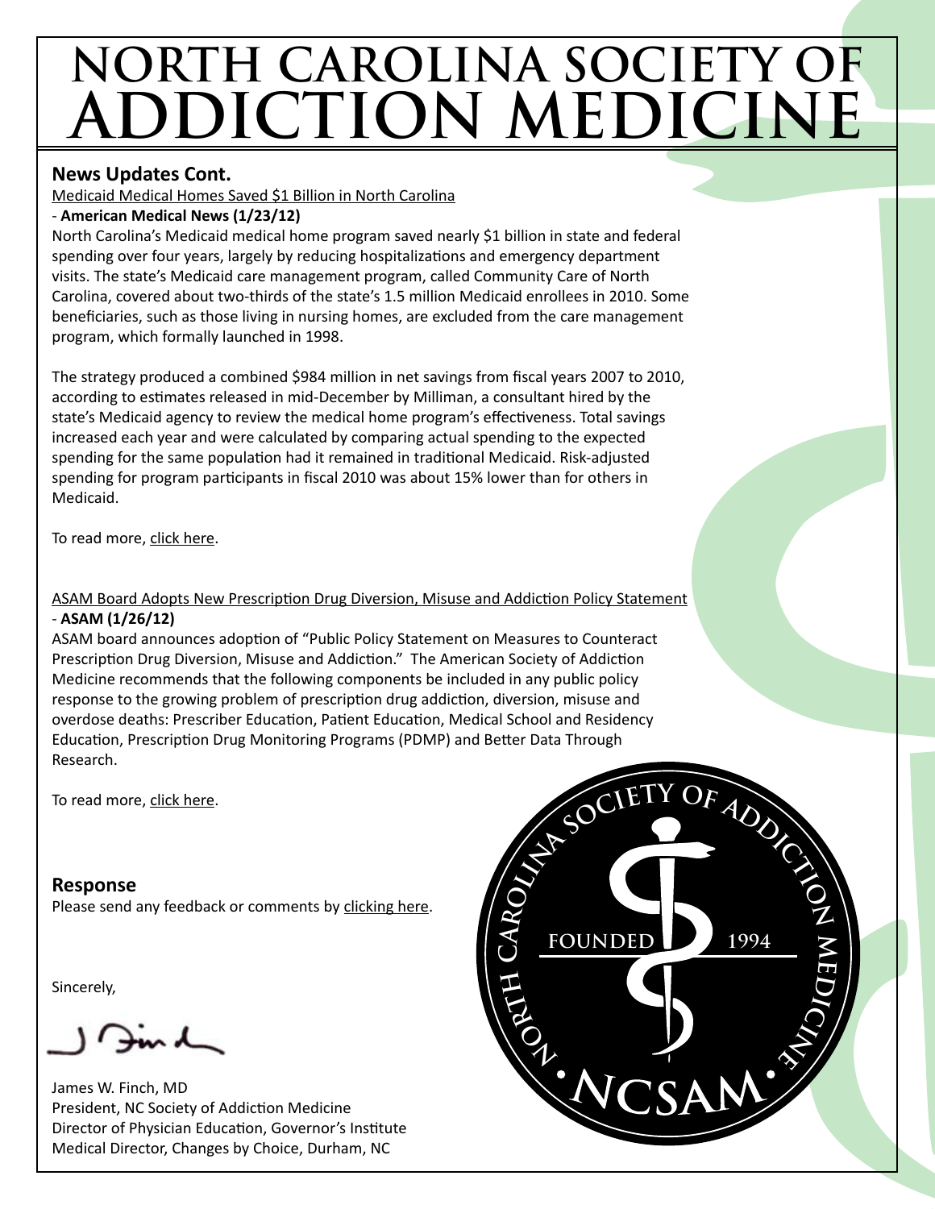# NORTH CAROLINA SOCIETY OF ADDICTION MEDICINE

## News Updates Cont.

Medicaid Medical Homes Saved $1 Billion in North Carolina

- **American Medical News (1/23/12)**

North Carolina's Medicaid medical home program saved nearly $1 billion in state and federal spending over four years, largely by reducing hospitalizations and emergency department visits. The state's Medicaid care management program, called Community Care of North Carolina, covered about two-thirds of the state's 1.5 million Medicaid enrollees in 2010. Some beneficiaries, such as those living in nursing homes, are excluded from the care management program, which formally launched in 1998.

The strategy produced a combined $984 million in net savings from fiscal years 2007 to 2010, according to estimates released in mid-December by Milliman, a consultant hired by the state's Medicaid agency to review the medical home program's effectiveness. Total savings increased each year and were calculated by comparing actual spending to the expected spending for the same population had it remained in traditional Medicaid. Risk-adjusted spending for program participants in fiscal 2010 was about 15% lower than for others in Medicaid.

To read more, click here.

ASAM Board Adopts New Prescription Drug Diversion, Misuse and Addiction Policy Statement

- **ASAM (1/26/12)**

ASAM board announces adoption of "Public Policy Statement on Measures to Counteract Prescription Drug Diversion, Misuse and Addiction." The American Society of Addiction Medicine recommends that the following components be included in any public policy response to the growing problem of prescription drug addiction, diversion, misuse and overdose deaths: Prescriber Education, Patient Education, Medical School and Residency Education, Prescription Drug Monitoring Programs (PDMP) and Better Data Through Research.

To read more, click here.

## Response

Please send any feedback or comments by clicking here.

Sincerely,

James W. Finch, MD
President, NC Society of Addiction Medicine
Director of Physician Education, Governor's Institute
Medical Director, Changes by Choice, Durham, NC

NORTH CAROLINA SOCIETY OF ADDICTION MEDICINE
FOUNDED 1994
• NCSAM •